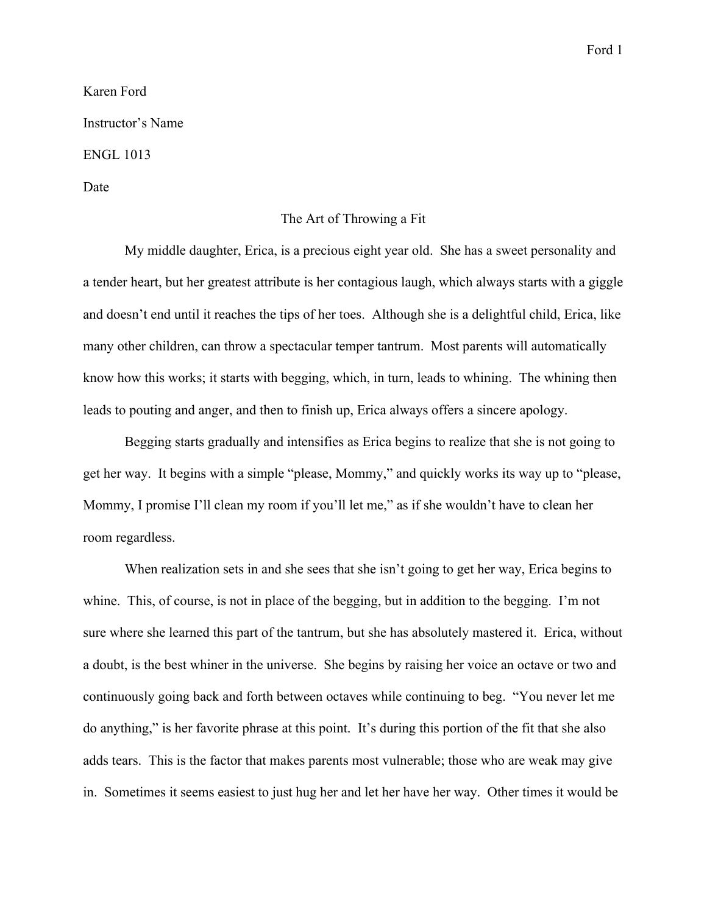Karen Ford

Instructor's Name

ENGL 1013

Date

# The Art of Throwing a Fit

My middle daughter, Erica, is a precious eight year old. She has a sweet personality and a tender heart, but her greatest attribute is her contagious laugh, which always starts with a giggle and doesn't end until it reaches the tips of her toes. Although she is a delightful child, Erica, like many other children, can throw a spectacular temper tantrum. Most parents will automatically know how this works; it starts with begging, which, in turn, leads to whining. The whining then leads to pouting and anger, and then to finish up, Erica always offers a sincere apology.

Begging starts gradually and intensifies as Erica begins to realize that she is not going to get her way. It begins with a simple "please, Mommy," and quickly works its way up to "please, Mommy, I promise I'll clean my room if you'll let me," as if she wouldn't have to clean her room regardless.

When realization sets in and she sees that she isn't going to get her way, Erica begins to whine. This, of course, is not in place of the begging, but in addition to the begging. I'm not sure where she learned this part of the tantrum, but she has absolutely mastered it. Erica, without a doubt, is the best whiner in the universe. She begins by raising her voice an octave or two and continuously going back and forth between octaves while continuing to beg. "You never let me do anything," is her favorite phrase at this point. It's during this portion of the fit that she also adds tears. This is the factor that makes parents most vulnerable; those who are weak may give in. Sometimes it seems easiest to just hug her and let her have her way. Other times it would be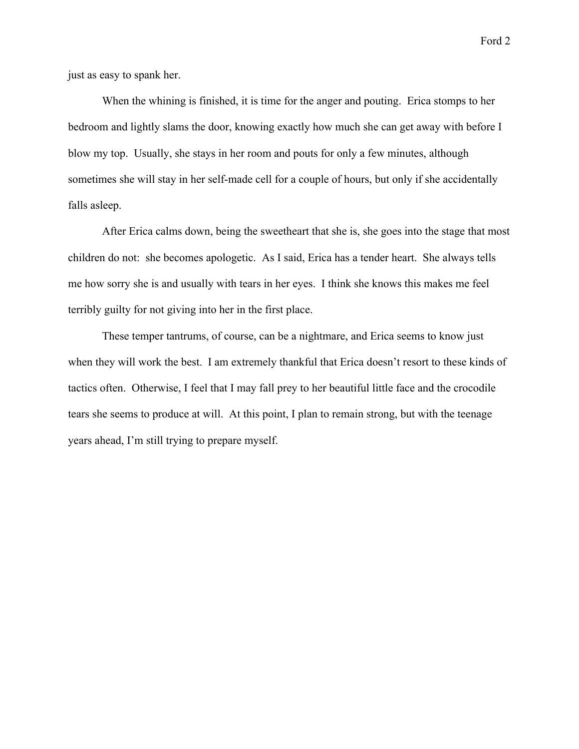just as easy to spank her.

When the whining is finished, it is time for the anger and pouting. Erica stomps to her bedroom and lightly slams the door, knowing exactly how much she can get away with before I blow my top. Usually, she stays in her room and pouts for only a few minutes, although sometimes she will stay in her self-made cell for a couple of hours, but only if she accidentally falls asleep.

After Erica calms down, being the sweetheart that she is, she goes into the stage that most children do not: she becomes apologetic. As I said, Erica has a tender heart. She always tells me how sorry she is and usually with tears in her eyes. I think she knows this makes me feel terribly guilty for not giving into her in the first place.

These temper tantrums, of course, can be a nightmare, and Erica seems to know just when they will work the best. I am extremely thankful that Erica doesn't resort to these kinds of tactics often. Otherwise, I feel that I may fall prey to her beautiful little face and the crocodile tears she seems to produce at will. At this point, I plan to remain strong, but with the teenage years ahead, I'm still trying to prepare myself.